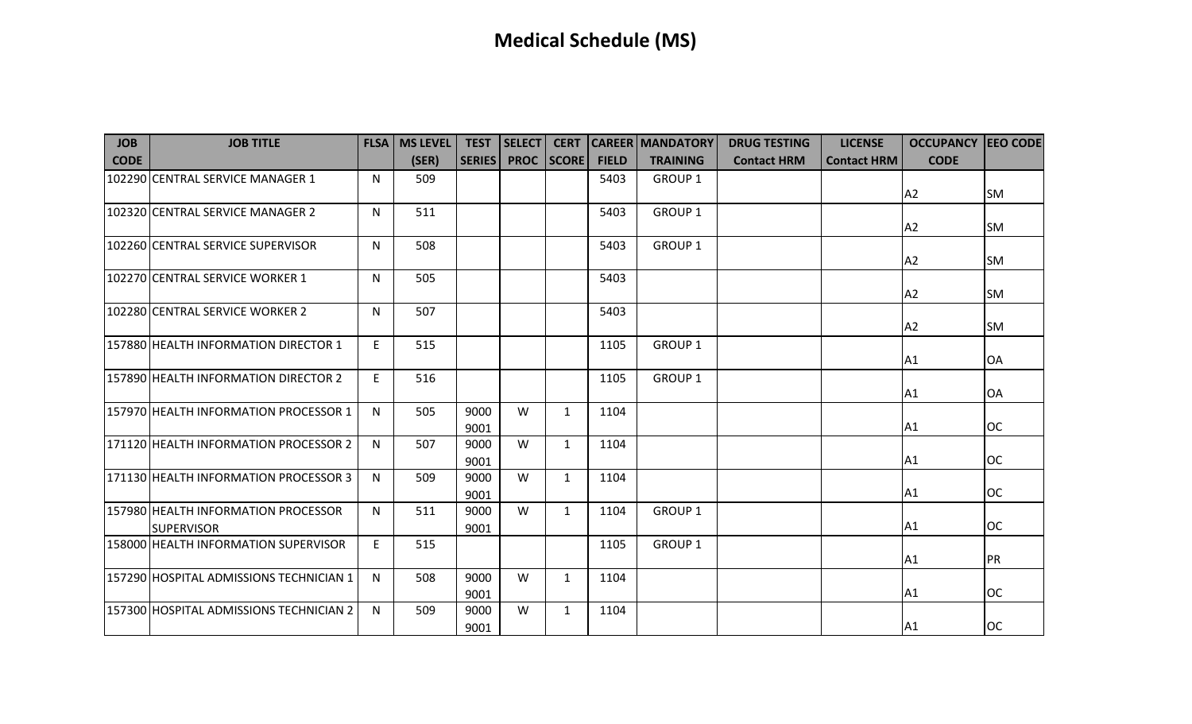# Medical Schedule (MS)

| JOB CODE | JOB TITLE | FLSA | MS LEVEL (SER) | TEST SERIES | SELECT PROC | CERT SCORE | CAREER FIELD | MANDATORY TRAINING | DRUG TESTING Contact HRM | LICENSE Contact HRM | OCCUPANCY CODE | EEO CODE |
|---|---|---|---|---|---|---|---|---|---|---|---|---|
| 102290 | CENTRAL SERVICE MANAGER 1 | N | 509 | | | | 5403 | GROUP 1 | | | A2 | SM |
| 102320 | CENTRAL SERVICE MANAGER 2 | N | 511 | | | | 5403 | GROUP 1 | | | A2 | SM |
| 102260 | CENTRAL SERVICE SUPERVISOR | N | 508 | | | | 5403 | GROUP 1 | | | A2 | SM |
| 102270 | CENTRAL SERVICE WORKER 1 | N | 505 | | | | 5403 | | | | A2 | SM |
| 102280 | CENTRAL SERVICE WORKER 2 | N | 507 | | | | 5403 | | | | A2 | SM |
| 157880 | HEALTH INFORMATION DIRECTOR 1 | E | 515 | | | | 1105 | GROUP 1 | | | A1 | OA |
| 157890 | HEALTH INFORMATION DIRECTOR 2 | E | 516 | | | | 1105 | GROUP 1 | | | A1 | OA |
| 157970 | HEALTH INFORMATION PROCESSOR 1 | N | 505 | 9000 9001 | W | 1 | 1104 | | | | A1 | OC |
| 171120 | HEALTH INFORMATION PROCESSOR 2 | N | 507 | 9000 9001 | W | 1 | 1104 | | | | A1 | OC |
| 171130 | HEALTH INFORMATION PROCESSOR 3 | N | 509 | 9000 9001 | W | 1 | 1104 | | | | A1 | OC |
| 157980 | HEALTH INFORMATION PROCESSOR SUPERVISOR | N | 511 | 9000 9001 | W | 1 | 1104 | GROUP 1 | | | A1 | OC |
| 158000 | HEALTH INFORMATION SUPERVISOR | E | 515 | | | | 1105 | GROUP 1 | | | A1 | PR |
| 157290 | HOSPITAL ADMISSIONS TECHNICIAN 1 | N | 508 | 9000 9001 | W | 1 | 1104 | | | | A1 | OC |
| 157300 | HOSPITAL ADMISSIONS TECHNICIAN 2 | N | 509 | 9000 9001 | W | 1 | 1104 | | | | A1 | OC |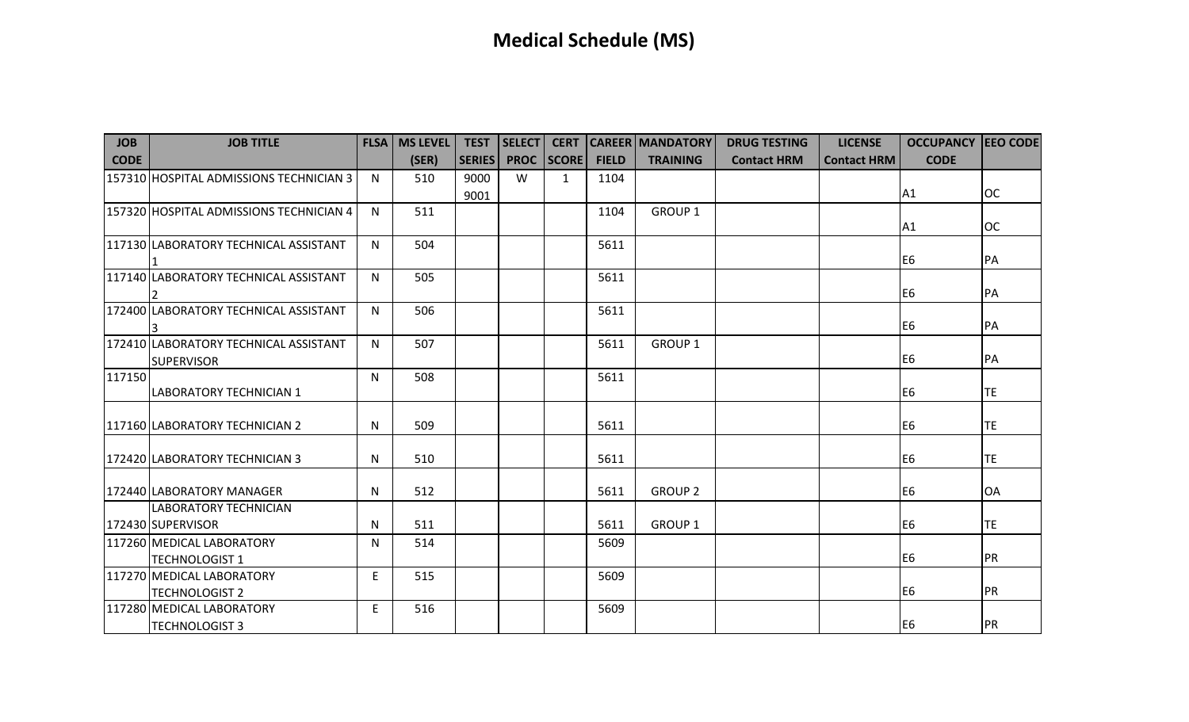# Medical Schedule (MS)

| JOB CODE | JOB TITLE | FLSA | MS LEVEL (SER) | TEST SERIES | SELECT PROC | CERT SCORE | CAREER FIELD | MANDATORY TRAINING | DRUG TESTING Contact HRM | LICENSE Contact HRM | OCCUPANCY CODE | EEO CODE |
|---|---|---|---|---|---|---|---|---|---|---|---|---|
| 157310 | HOSPITAL ADMISSIONS TECHNICIAN 3 | N | 510 | 9000 9001 | W | 1 | 1104 | | | | A1 | OC |
| 157320 | HOSPITAL ADMISSIONS TECHNICIAN 4 | N | 511 | | | | 1104 | GROUP 1 | | | A1 | OC |
| 117130 | LABORATORY TECHNICAL ASSISTANT 1 | N | 504 | | | | 5611 | | | | E6 | PA |
| 117140 | LABORATORY TECHNICAL ASSISTANT 2 | N | 505 | | | | 5611 | | | | E6 | PA |
| 172400 | LABORATORY TECHNICAL ASSISTANT 3 | N | 506 | | | | 5611 | | | | E6 | PA |
| 172410 | LABORATORY TECHNICAL ASSISTANT SUPERVISOR | N | 507 | | | | 5611 | GROUP 1 | | | E6 | PA |
| 117150 | LABORATORY TECHNICIAN 1 | N | 508 | | | | 5611 | | | | E6 | TE |
| 117160 | LABORATORY TECHNICIAN 2 | N | 509 | | | | 5611 | | | | E6 | TE |
| 172420 | LABORATORY TECHNICIAN 3 | N | 510 | | | | 5611 | | | | E6 | TE |
| 172440 | LABORATORY MANAGER | N | 512 | | | | 5611 | GROUP 2 | | | E6 | OA |
| 172430 | LABORATORY TECHNICIAN SUPERVISOR | N | 511 | | | | 5611 | GROUP 1 | | | E6 | TE |
| 117260 | MEDICAL LABORATORY TECHNOLOGIST 1 | N | 514 | | | | 5609 | | | | E6 | PR |
| 117270 | MEDICAL LABORATORY TECHNOLOGIST 2 | E | 515 | | | | 5609 | | | | E6 | PR |
| 117280 | MEDICAL LABORATORY TECHNOLOGIST 3 | E | 516 | | | | 5609 | | | | E6 | PR |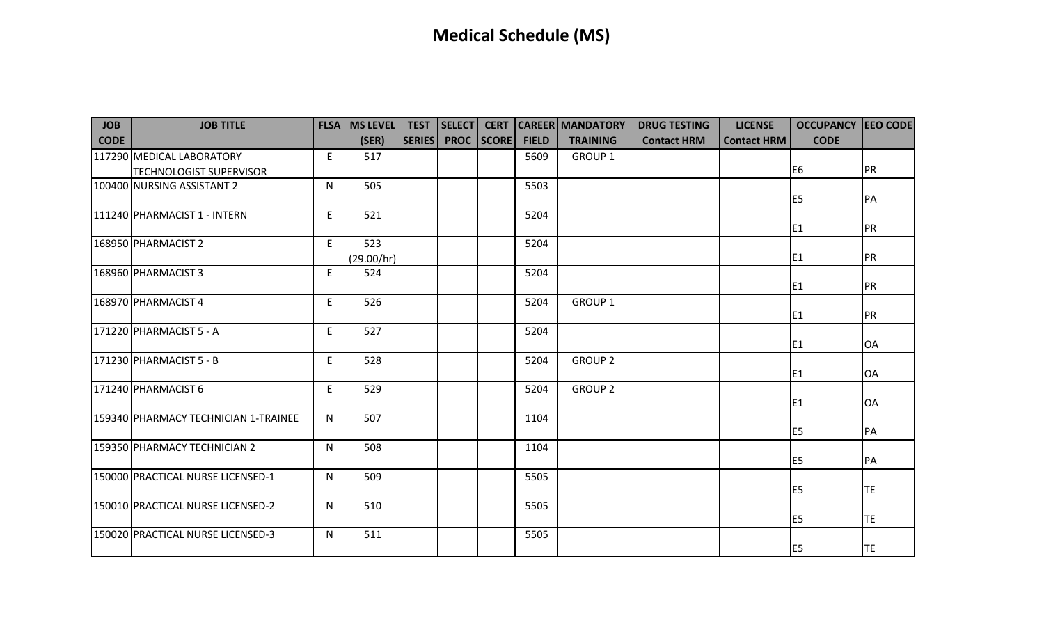# Medical Schedule (MS)

| JOB CODE | JOB TITLE | FLSA | MS LEVEL (SER) | TEST SERIES | SELECT PROC | CERT SCORE | CAREER FIELD | MANDATORY TRAINING | DRUG TESTING Contact HRM | LICENSE Contact HRM | OCCUPANCY CODE | EEO CODE |
|---|---|---|---|---|---|---|---|---|---|---|---|---|
| 117290 | MEDICAL LABORATORY TECHNOLOGIST SUPERVISOR | E | 517 | | | | 5609 | GROUP 1 | | | E6 | PR |
| 100400 | NURSING ASSISTANT 2 | N | 505 | | | | 5503 | | | | E5 | PA |
| 111240 | PHARMACIST 1 - INTERN | E | 521 | | | | 5204 | | | | E1 | PR |
| 168950 | PHARMACIST 2 | E | 523 (29.00/hr) | | | | 5204 | | | | E1 | PR |
| 168960 | PHARMACIST 3 | E | 524 | | | | 5204 | | | | E1 | PR |
| 168970 | PHARMACIST 4 | E | 526 | | | | 5204 | GROUP 1 | | | E1 | PR |
| 171220 | PHARMACIST 5 - A | E | 527 | | | | 5204 | | | | E1 | OA |
| 171230 | PHARMACIST 5 - B | E | 528 | | | | 5204 | GROUP 2 | | | E1 | OA |
| 171240 | PHARMACIST 6 | E | 529 | | | | 5204 | GROUP 2 | | | E1 | OA |
| 159340 | PHARMACY TECHNICIAN 1-TRAINEE | N | 507 | | | | 1104 | | | | E5 | PA |
| 159350 | PHARMACY TECHNICIAN 2 | N | 508 | | | | 1104 | | | | E5 | PA |
| 150000 | PRACTICAL NURSE LICENSED-1 | N | 509 | | | | 5505 | | | | E5 | TE |
| 150010 | PRACTICAL NURSE LICENSED-2 | N | 510 | | | | 5505 | | | | E5 | TE |
| 150020 | PRACTICAL NURSE LICENSED-3 | N | 511 | | | | 5505 | | | | E5 | TE |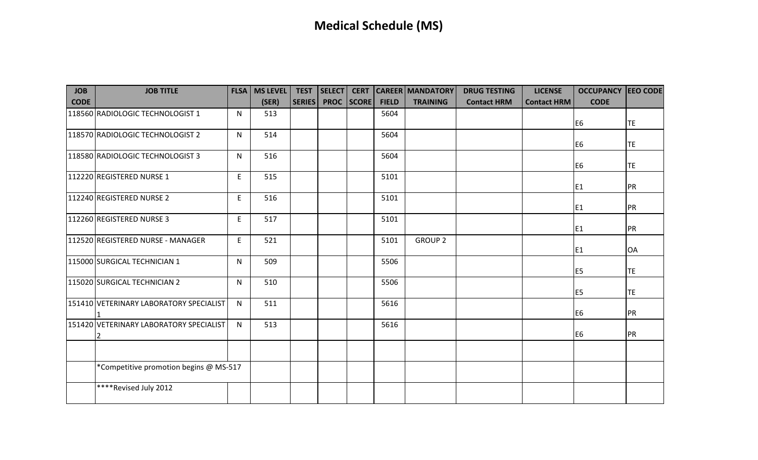# Medical Schedule (MS)

| JOB CODE | JOB TITLE | FLSA | MS LEVEL (SER) | TEST SERIES | SELECT PROC | CERT SCORE | CAREER FIELD | MANDATORY TRAINING | DRUG TESTING Contact HRM | LICENSE Contact HRM | OCCUPANCY CODE | EEO CODE |
|---|---|---|---|---|---|---|---|---|---|---|---|---|
| 118560 | RADIOLOGIC TECHNOLOGIST 1 | N | 513 | | | | 5604 | | | | E6 | TE |
| 118570 | RADIOLOGIC TECHNOLOGIST 2 | N | 514 | | | | 5604 | | | | E6 | TE |
| 118580 | RADIOLOGIC TECHNOLOGIST 3 | N | 516 | | | | 5604 | | | | E6 | TE |
| 112220 | REGISTERED NURSE 1 | E | 515 | | | | 5101 | | | | E1 | PR |
| 112240 | REGISTERED NURSE 2 | E | 516 | | | | 5101 | | | | E1 | PR |
| 112260 | REGISTERED NURSE 3 | E | 517 | | | | 5101 | | | | E1 | PR |
| 112520 | REGISTERED NURSE - MANAGER | E | 521 | | | | 5101 | GROUP 2 | | | E1 | OA |
| 115000 | SURGICAL TECHNICIAN 1 | N | 509 | | | | 5506 | | | | E5 | TE |
| 115020 | SURGICAL TECHNICIAN 2 | N | 510 | | | | 5506 | | | | E5 | TE |
| 151410 | VETERINARY LABORATORY SPECIALIST 1 | N | 511 | | | | 5616 | | | | E6 | PR |
| 151420 | VETERINARY LABORATORY SPECIALIST 2 | N | 513 | | | | 5616 | | | | E6 | PR |
| | | | | | | | | | | | | |
| | *Competitive promotion begins @ MS-517 | | | | | | | | | | | |
| | ****Revised July 2012 | | | | | | | | | | | |